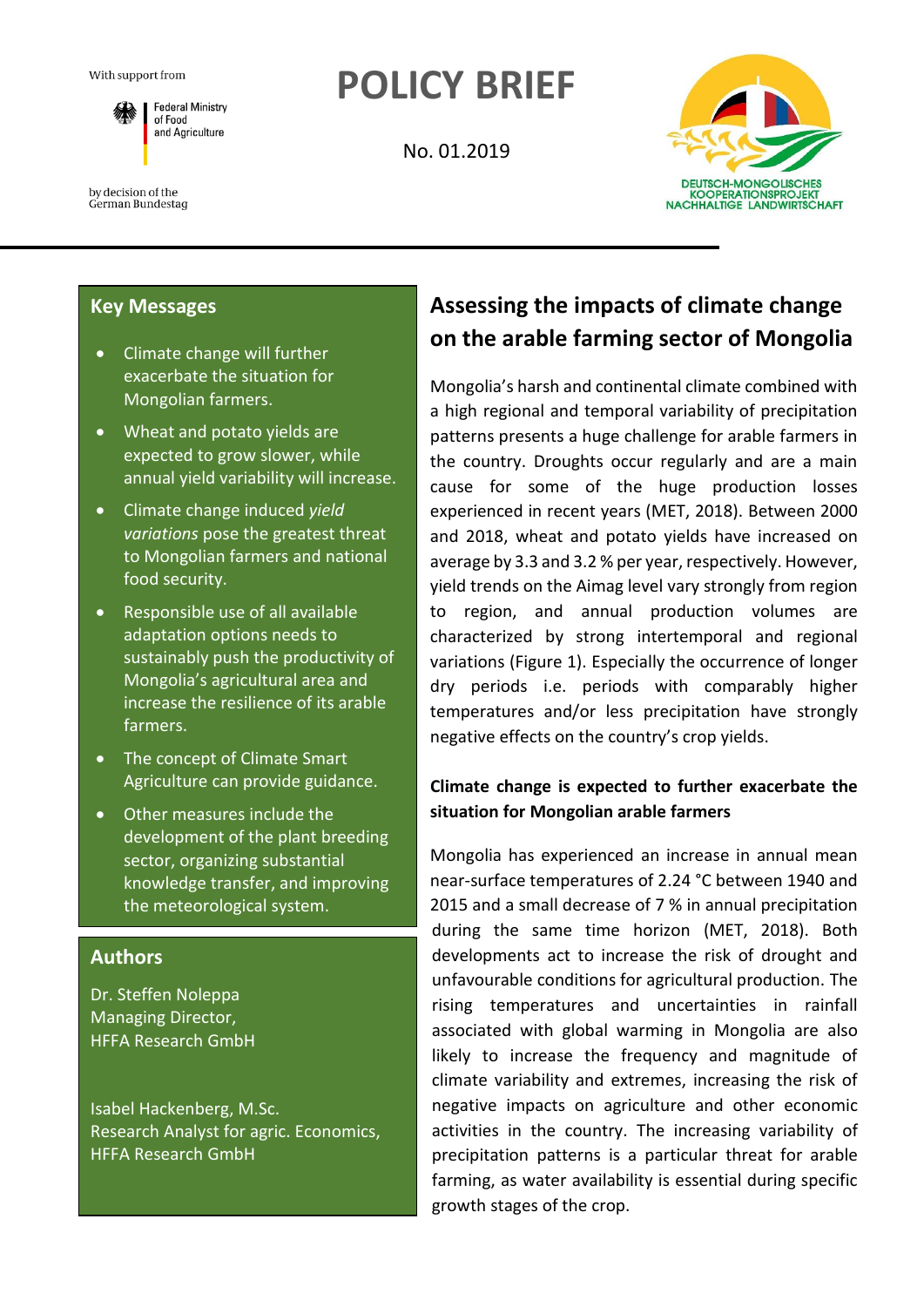With support from

Federal Ministry of Food and Agriculture

by decision of the German Bundestag

# POLICY BRIEF

No. 01.2019

DEUTSCH-MONGOLISCHES KOOPERATIONSPROJEKT NACHHALTIGE LANDWIRTSCHAFT

## Key Messages

- Climate change will further exacerbate the situation for Mongolian farmers.
- Wheat and potato yields are expected to grow slower, while annual yield variability will increase.
- Climate change induced *yield variations* pose the greatest threat to Mongolian farmers and national food security.
- Responsible use of all available adaptation options needs to sustainably push the productivity of Mongolia's agricultural area and increase the resilience of its arable farmers.
- The concept of Climate Smart Agriculture can provide guidance.
- Other measures include the development of the plant breeding sector, organizing substantial knowledge transfer, and improving the meteorological system.

## Authors

Dr. Steffen Noleppa
Managing Director,
HFFA Research GmbH

Isabel Hackenberg, M.Sc.
Research Analyst for agric. Economics,
HFFA Research GmbH

# Assessing the impacts of climate change on the arable farming sector of Mongolia

Mongolia's harsh and continental climate combined with a high regional and temporal variability of precipitation patterns presents a huge challenge for arable farmers in the country. Droughts occur regularly and are a main cause for some of the huge production losses experienced in recent years (MET, 2018). Between 2000 and 2018, wheat and potato yields have increased on average by 3.3 and 3.2 % per year, respectively. However, yield trends on the Aimag level vary strongly from region to region, and annual production volumes are characterized by strong intertemporal and regional variations (Figure 1). Especially the occurrence of longer dry periods i.e. periods with comparably higher temperatures and/or less precipitation have strongly negative effects on the country's crop yields.

### Climate change is expected to further exacerbate the situation for Mongolian arable farmers

Mongolia has experienced an increase in annual mean near-surface temperatures of 2.24 °C between 1940 and 2015 and a small decrease of 7 % in annual precipitation during the same time horizon (MET, 2018). Both developments act to increase the risk of drought and unfavourable conditions for agricultural production. The rising temperatures and uncertainties in rainfall associated with global warming in Mongolia are also likely to increase the frequency and magnitude of climate variability and extremes, increasing the risk of negative impacts on agriculture and other economic activities in the country. The increasing variability of precipitation patterns is a particular threat for arable farming, as water availability is essential during specific growth stages of the crop.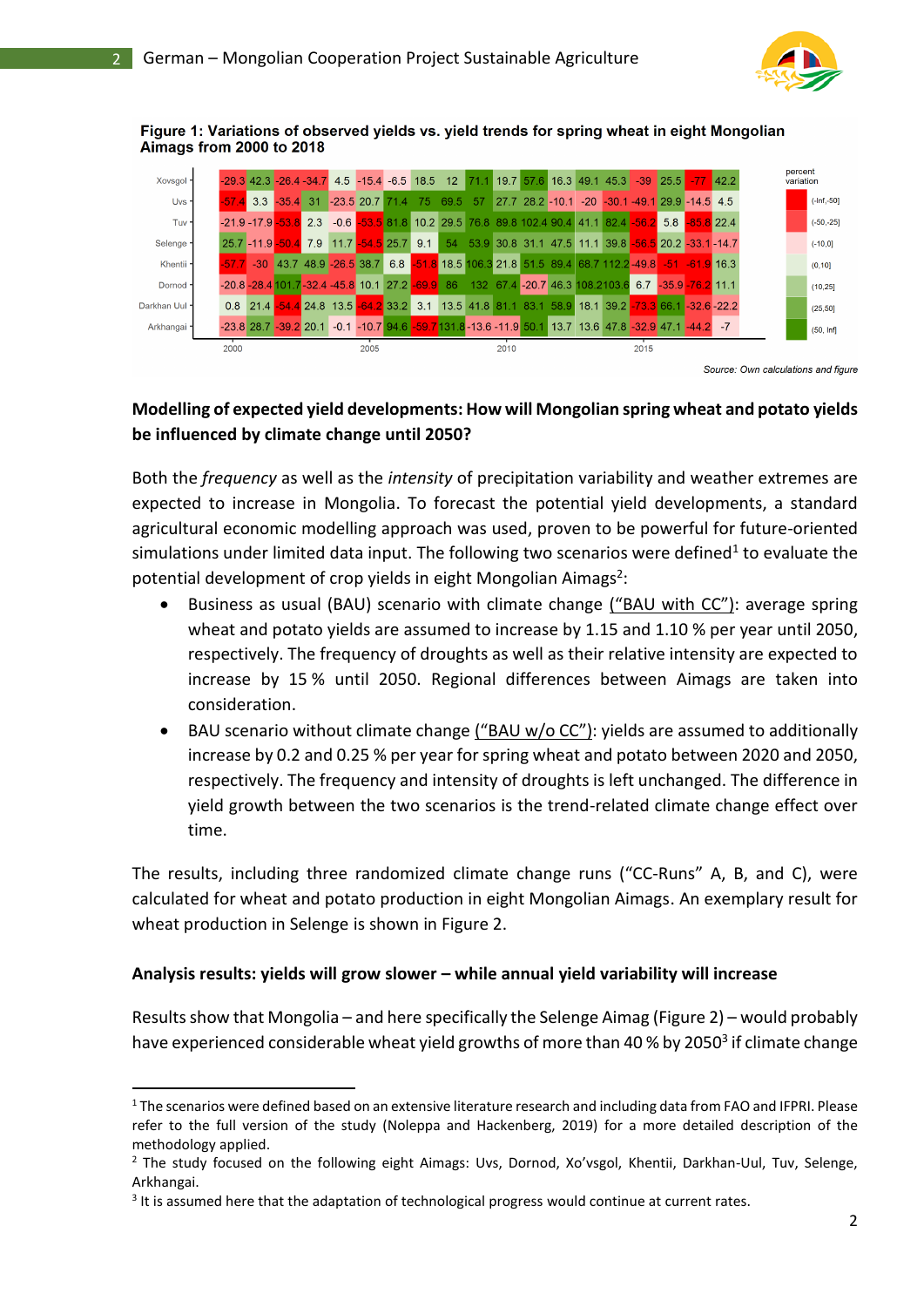**Figure 1: Variations of observed yields vs. yield trends for spring wheat in eight Mongolian Aimags from 2000 to 2018**

| Aimag | 2000 | 2001 | 2002 | 2003 | 2004 | 2005 | 2006 | 2007 | 2008 | 2009 | 2010 | 2011 | 2012 | 2013 | 2014 | 2015 | 2016 | 2017 | 2018 |
|---|---|---|---|---|---|---|---|---|---|---|---|---|---|---|---|---|---|---|---|
| Xovsgol | -29.3 | 42.3 | -26.4 | -34.7 | 4.5 | -15.4 | -6.5 | 18.5 | 12 | 71.1 | 19.7 | 57.6 | 16.3 | 49.1 | 45.3 | -39 | 25.5 | -77 | 42.2 |
| Uvs | -57.4 | 3.3 | -35.4 | 31 | -23.5 | 20.7 | 71.4 | 75 | 69.5 | 57 | 27.7 | 28.2 | -10.1 | -20 | -30.1 | -49.1 | 29.9 | -14.5 | 4.5 |
| Tuv | -21.9 | -17.9 | -53.8 | 2.3 | -0.6 | -53.5 | 81.8 | 10.2 | 29.5 | 76.8 | 89.8 | 102.4 | 90.4 | 41.1 | 82.4 | -56.2 | 5.8 | -85.8 | 22.4 |
| Selenge | 25.7 | -11.9 | -50.4 | 7.9 | 11.7 | -54.5 | 25.7 | 9.1 | 54 | 53.9 | 30.8 | 31.1 | 47.5 | 11.1 | 39.8 | -56.5 | 20.2 | -33.1 | -14.7 |
| Khentii | -57.7 | -30 | 43.7 | 48.9 | -26.5 | 38.7 | 6.8 | -51.8 | 18.5 | 106.3 | 21.8 | 51.5 | 89.4 | 68.7 | 112.2 | -49.8 | -51 | -61.9 | 16.3 |
| Dornod | -20.8 | -28.4 | 101.7 | -32.4 | -45.8 | 10.1 | 27.2 | -69.9 | 86 | 132 | 67.4 | -20.7 | 46.3 | 108.2 | 103.6 | 6.7 | -35.9 | -76.2 | 11.1 |
| Darkhan Uul | 0.8 | 21.4 | -54.4 | 24.8 | 13.5 | -64.2 | 33.2 | 3.1 | 13.5 | 41.8 | 81.1 | 83.1 | 58.9 | 18.1 | 39.2 | -73.3 | 66.1 | -32.6 | -22.2 |
| Arkhangai | -23.8 | 28.7 | -39.2 | 20.1 | -0.1 | -10.7 | 94.6 | -59.7 | 131.8 | -13.6 | -11.9 | 50.1 | 13.7 | 13.6 | 47.8 | -32.9 | 47.1 | -44.2 | -7 |

percent variation: (-Inf,-50], (-50,-25], (-10,0], (0,10], (10,25], (25,50], (50, Inf]

Source: Own calculations and figure

**Modelling of expected yield developments: How will Mongolian spring wheat and potato yields be influenced by climate change until 2050?**

Both the *frequency* as well as the *intensity* of precipitation variability and weather extremes are expected to increase in Mongolia. To forecast the potential yield developments, a standard agricultural economic modelling approach was used, proven to be powerful for future-oriented simulations under limited data input. The following two scenarios were defined[1] to evaluate the potential development of crop yields in eight Mongolian Aimags[2]:

- Business as usual (BAU) scenario with climate change ("BAU with CC"): average spring wheat and potato yields are assumed to increase by 1.15 and 1.10 % per year until 2050, respectively. The frequency of droughts as well as their relative intensity are expected to increase by 15 % until 2050. Regional differences between Aimags are taken into consideration.
- BAU scenario without climate change ("BAU w/o CC"): yields are assumed to additionally increase by 0.2 and 0.25 % per year for spring wheat and potato between 2020 and 2050, respectively. The frequency and intensity of droughts is left unchanged. The difference in yield growth between the two scenarios is the trend-related climate change effect over time.

The results, including three randomized climate change runs ("CC-Runs" A, B, and C), were calculated for wheat and potato production in eight Mongolian Aimags. An exemplary result for wheat production in Selenge is shown in Figure 2.

**Analysis results: yields will grow slower – while annual yield variability will increase**

Results show that Mongolia – and here specifically the Selenge Aimag (Figure 2) – would probably have experienced considerable wheat yield growths of more than 40 % by 2050[3] if climate change

---

[1] The scenarios were defined based on an extensive literature research and including data from FAO and IFPRI. Please refer to the full version of the study (Noleppa and Hackenberg, 2019) for a more detailed description of the methodology applied.

[2] The study focused on the following eight Aimags: Uvs, Dornod, Xo'vsgol, Khentii, Darkhan-Uul, Tuv, Selenge, Arkhangai.

[3] It is assumed here that the adaptation of technological progress would continue at current rates.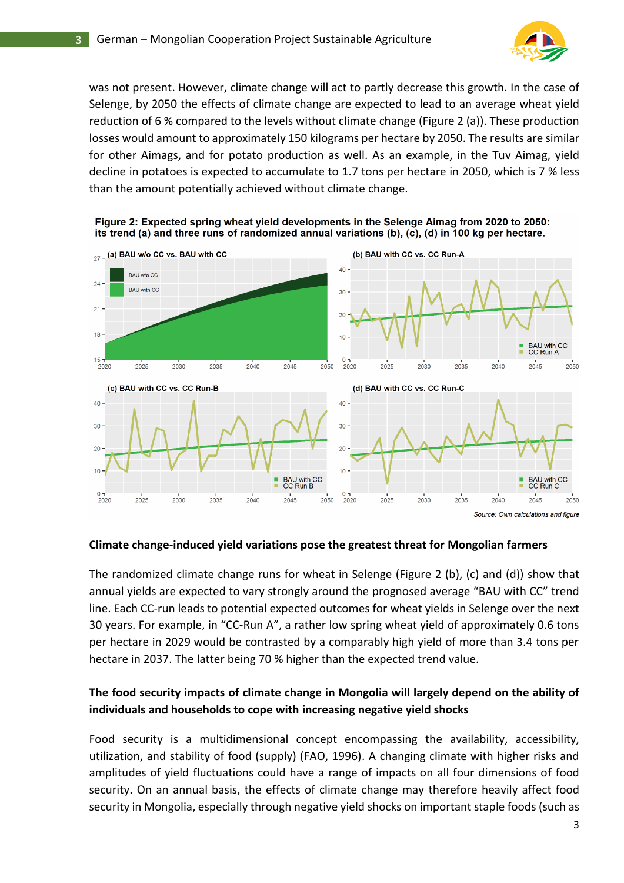was not present. However, climate change will act to partly decrease this growth. In the case of Selenge, by 2050 the effects of climate change are expected to lead to an average wheat yield reduction of 6 % compared to the levels without climate change (Figure 2 (a)). These production losses would amount to approximately 150 kilograms per hectare by 2050. The results are similar for other Aimags, and for potato production as well. As an example, in the Tuv Aimag, yield decline in potatoes is expected to accumulate to 1.7 tons per hectare in 2050, which is 7 % less than the amount potentially achieved without climate change.

**Figure 2: Expected spring wheat yield developments in the Selenge Aimag from 2020 to 2050: its trend (a) and three runs of randomized annual variations (b), (c), (d) in 100 kg per hectare.**

*Source: Own calculations and figure*

**Climate change-induced yield variations pose the greatest threat for Mongolian farmers**

The randomized climate change runs for wheat in Selenge (Figure 2 (b), (c) and (d)) show that annual yields are expected to vary strongly around the prognosed average "BAU with CC" trend line. Each CC-run leads to potential expected outcomes for wheat yields in Selenge over the next 30 years. For example, in "CC-Run A", a rather low spring wheat yield of approximately 0.6 tons per hectare in 2029 would be contrasted by a comparably high yield of more than 3.4 tons per hectare in 2037. The latter being 70 % higher than the expected trend value.

**The food security impacts of climate change in Mongolia will largely depend on the ability of individuals and households to cope with increasing negative yield shocks**

Food security is a multidimensional concept encompassing the availability, accessibility, utilization, and stability of food (supply) (FAO, 1996). A changing climate with higher risks and amplitudes of yield fluctuations could have a range of impacts on all four dimensions of food security. On an annual basis, the effects of climate change may therefore heavily affect food security in Mongolia, especially through negative yield shocks on important staple foods (such as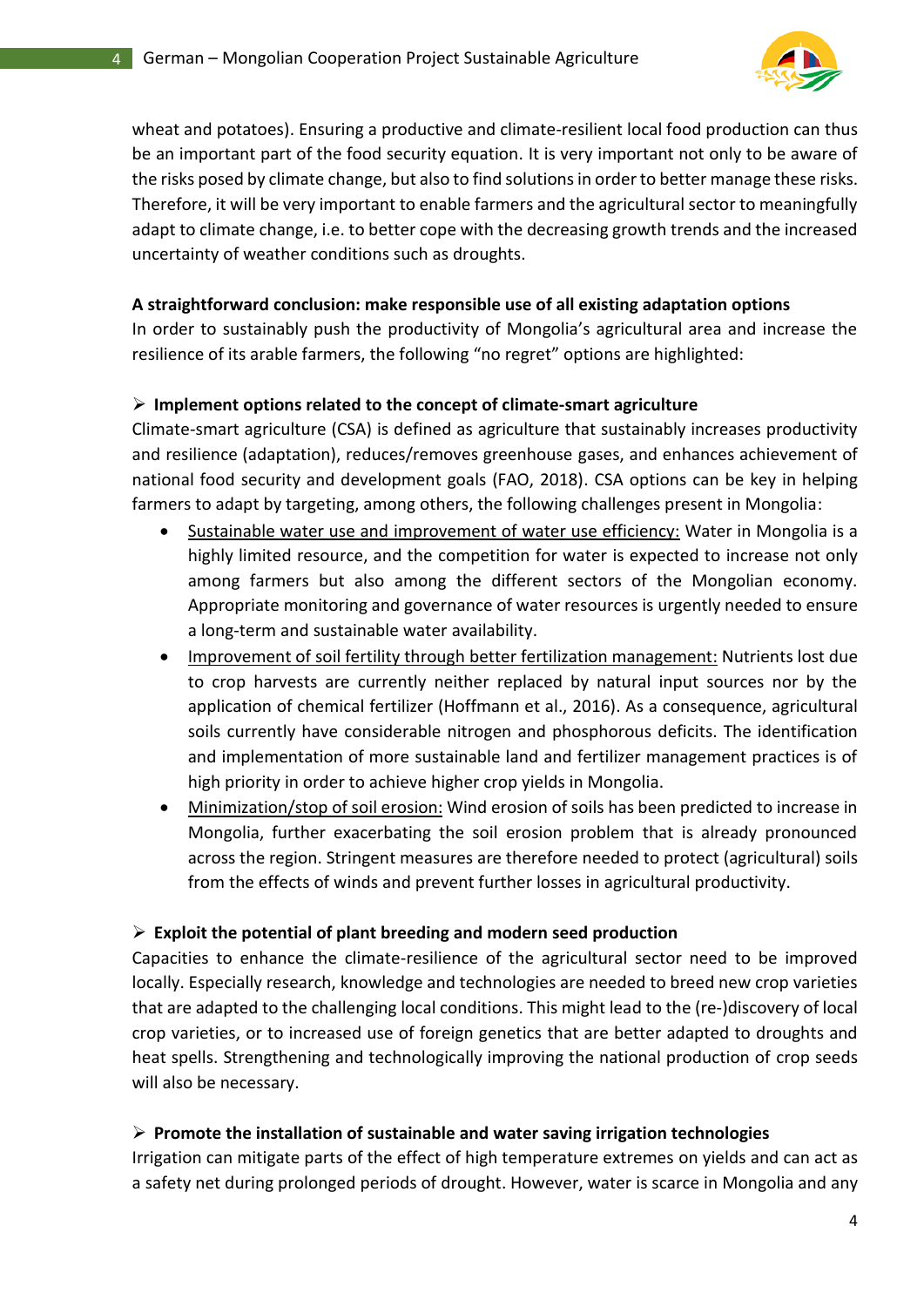wheat and potatoes). Ensuring a productive and climate-resilient local food production can thus be an important part of the food security equation. It is very important not only to be aware of the risks posed by climate change, but also to find solutions in order to better manage these risks. Therefore, it will be very important to enable farmers and the agricultural sector to meaningfully adapt to climate change, i.e. to better cope with the decreasing growth trends and the increased uncertainty of weather conditions such as droughts.

**A straightforward conclusion: make responsible use of all existing adaptation options**

In order to sustainably push the productivity of Mongolia's agricultural area and increase the resilience of its arable farmers, the following "no regret" options are highlighted:

➢ **Implement options related to the concept of climate-smart agriculture**

Climate-smart agriculture (CSA) is defined as agriculture that sustainably increases productivity and resilience (adaptation), reduces/removes greenhouse gases, and enhances achievement of national food security and development goals (FAO, 2018). CSA options can be key in helping farmers to adapt by targeting, among others, the following challenges present in Mongolia:

- <u>Sustainable water use and improvement of water use efficiency:</u> Water in Mongolia is a highly limited resource, and the competition for water is expected to increase not only among farmers but also among the different sectors of the Mongolian economy. Appropriate monitoring and governance of water resources is urgently needed to ensure a long-term and sustainable water availability.
- <u>Improvement of soil fertility through better fertilization management:</u> Nutrients lost due to crop harvests are currently neither replaced by natural input sources nor by the application of chemical fertilizer (Hoffmann et al., 2016). As a consequence, agricultural soils currently have considerable nitrogen and phosphorous deficits. The identification and implementation of more sustainable land and fertilizer management practices is of high priority in order to achieve higher crop yields in Mongolia.
- <u>Minimization/stop of soil erosion:</u> Wind erosion of soils has been predicted to increase in Mongolia, further exacerbating the soil erosion problem that is already pronounced across the region. Stringent measures are therefore needed to protect (agricultural) soils from the effects of winds and prevent further losses in agricultural productivity.

➢ **Exploit the potential of plant breeding and modern seed production**

Capacities to enhance the climate-resilience of the agricultural sector need to be improved locally. Especially research, knowledge and technologies are needed to breed new crop varieties that are adapted to the challenging local conditions. This might lead to the (re-)discovery of local crop varieties, or to increased use of foreign genetics that are better adapted to droughts and heat spells. Strengthening and technologically improving the national production of crop seeds will also be necessary.

➢ **Promote the installation of sustainable and water saving irrigation technologies**

Irrigation can mitigate parts of the effect of high temperature extremes on yields and can act as a safety net during prolonged periods of drought. However, water is scarce in Mongolia and any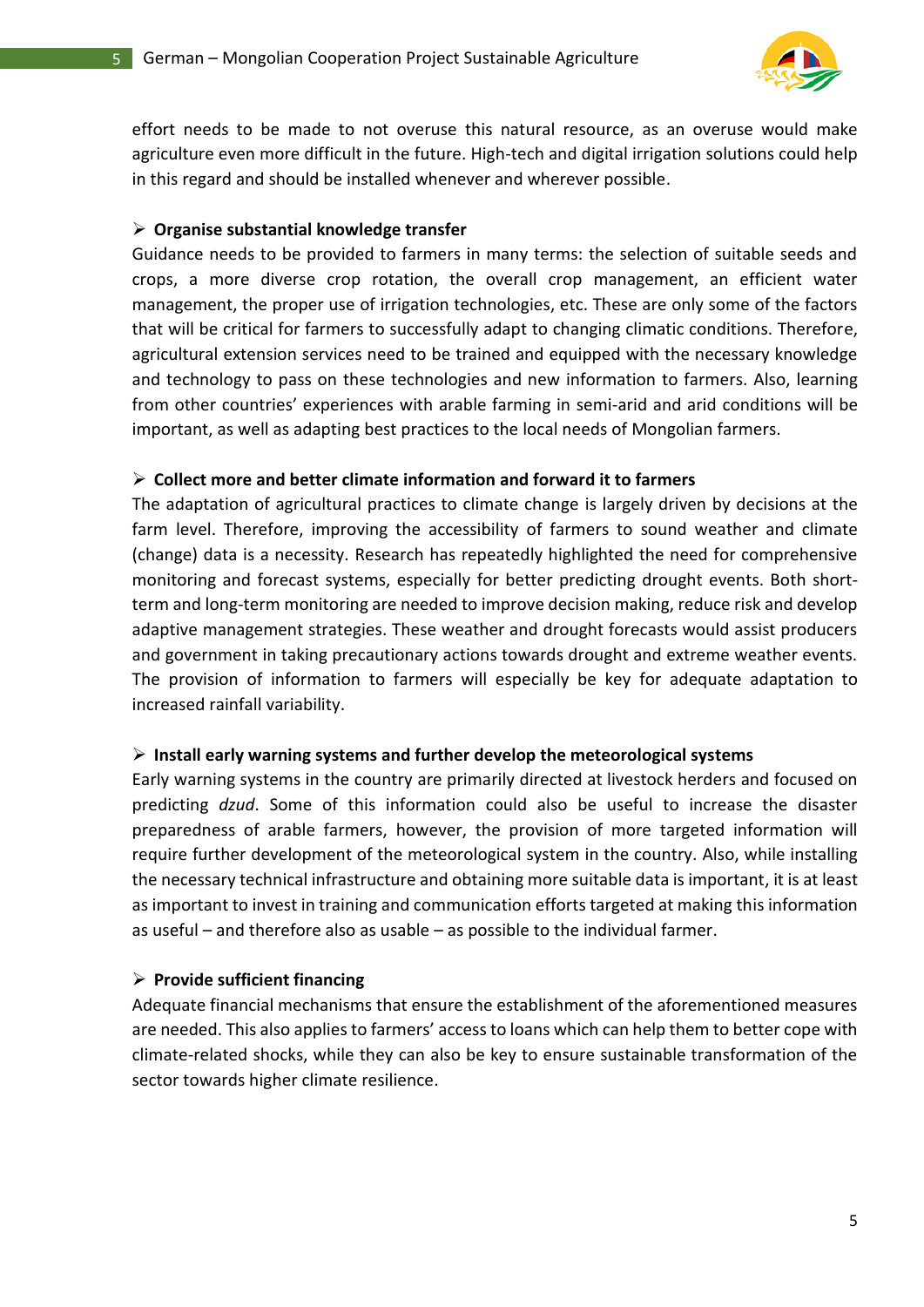effort needs to be made to not overuse this natural resource, as an overuse would make agriculture even more difficult in the future. High-tech and digital irrigation solutions could help in this regard and should be installed whenever and wherever possible.

- **Organise substantial knowledge transfer**

Guidance needs to be provided to farmers in many terms: the selection of suitable seeds and crops, a more diverse crop rotation, the overall crop management, an efficient water management, the proper use of irrigation technologies, etc. These are only some of the factors that will be critical for farmers to successfully adapt to changing climatic conditions. Therefore, agricultural extension services need to be trained and equipped with the necessary knowledge and technology to pass on these technologies and new information to farmers. Also, learning from other countries' experiences with arable farming in semi-arid and arid conditions will be important, as well as adapting best practices to the local needs of Mongolian farmers.

- **Collect more and better climate information and forward it to farmers**

The adaptation of agricultural practices to climate change is largely driven by decisions at the farm level. Therefore, improving the accessibility of farmers to sound weather and climate (change) data is a necessity. Research has repeatedly highlighted the need for comprehensive monitoring and forecast systems, especially for better predicting drought events. Both short-term and long-term monitoring are needed to improve decision making, reduce risk and develop adaptive management strategies. These weather and drought forecasts would assist producers and government in taking precautionary actions towards drought and extreme weather events. The provision of information to farmers will especially be key for adequate adaptation to increased rainfall variability.

- **Install early warning systems and further develop the meteorological systems**

Early warning systems in the country are primarily directed at livestock herders and focused on predicting *dzud*. Some of this information could also be useful to increase the disaster preparedness of arable farmers, however, the provision of more targeted information will require further development of the meteorological system in the country. Also, while installing the necessary technical infrastructure and obtaining more suitable data is important, it is at least as important to invest in training and communication efforts targeted at making this information as useful – and therefore also as usable – as possible to the individual farmer.

- **Provide sufficient financing**

Adequate financial mechanisms that ensure the establishment of the aforementioned measures are needed. This also applies to farmers' access to loans which can help them to better cope with climate-related shocks, while they can also be key to ensure sustainable transformation of the sector towards higher climate resilience.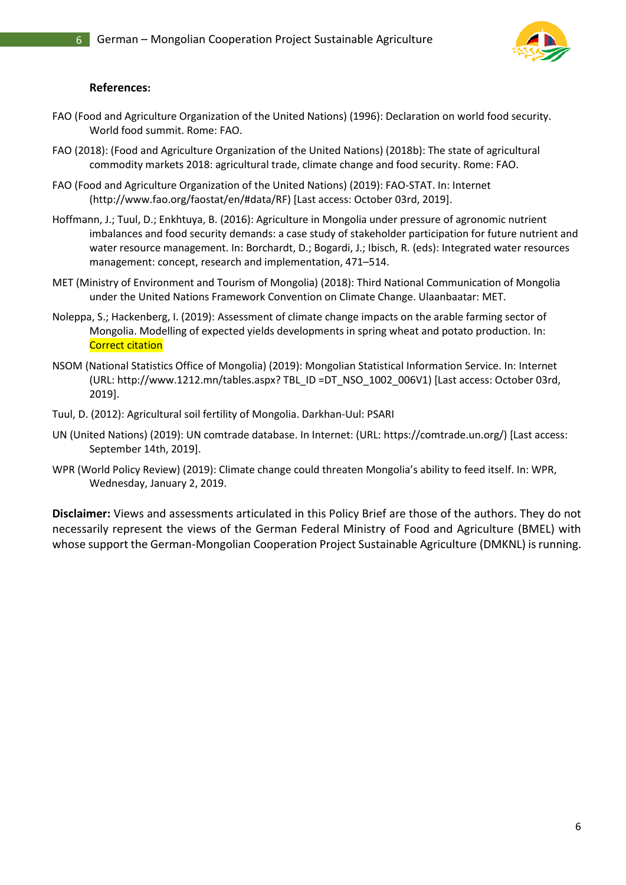**References:**

FAO (Food and Agriculture Organization of the United Nations) (1996): Declaration on world food security. World food summit. Rome: FAO.

FAO (2018): (Food and Agriculture Organization of the United Nations) (2018b): The state of agricultural commodity markets 2018: agricultural trade, climate change and food security. Rome: FAO.

FAO (Food and Agriculture Organization of the United Nations) (2019): FAO-STAT. In: Internet (http://www.fao.org/faostat/en/#data/RF) [Last access: October 03rd, 2019].

Hoffmann, J.; Tuul, D.; Enkhtuya, B. (2016): Agriculture in Mongolia under pressure of agronomic nutrient imbalances and food security demands: a case study of stakeholder participation for future nutrient and water resource management. In: Borchardt, D.; Bogardi, J.; Ibisch, R. (eds): Integrated water resources management: concept, research and implementation, 471–514.

MET (Ministry of Environment and Tourism of Mongolia) (2018): Third National Communication of Mongolia under the United Nations Framework Convention on Climate Change. Ulaanbaatar: MET.

Noleppa, S.; Hackenberg, I. (2019): Assessment of climate change impacts on the arable farming sector of Mongolia. Modelling of expected yields developments in spring wheat and potato production. In: Correct citation

NSOM (National Statistics Office of Mongolia) (2019): Mongolian Statistical Information Service. In: Internet (URL: http://www.1212.mn/tables.aspx? TBL_ID =DT_NSO_1002_006V1) [Last access: October 03rd, 2019].

Tuul, D. (2012): Agricultural soil fertility of Mongolia. Darkhan-Uul: PSARI

UN (United Nations) (2019): UN comtrade database. In Internet: (URL: https://comtrade.un.org/) [Last access: September 14th, 2019].

WPR (World Policy Review) (2019): Climate change could threaten Mongolia's ability to feed itself. In: WPR, Wednesday, January 2, 2019.

**Disclaimer:** Views and assessments articulated in this Policy Brief are those of the authors. They do not necessarily represent the views of the German Federal Ministry of Food and Agriculture (BMEL) with whose support the German-Mongolian Cooperation Project Sustainable Agriculture (DMKNL) is running.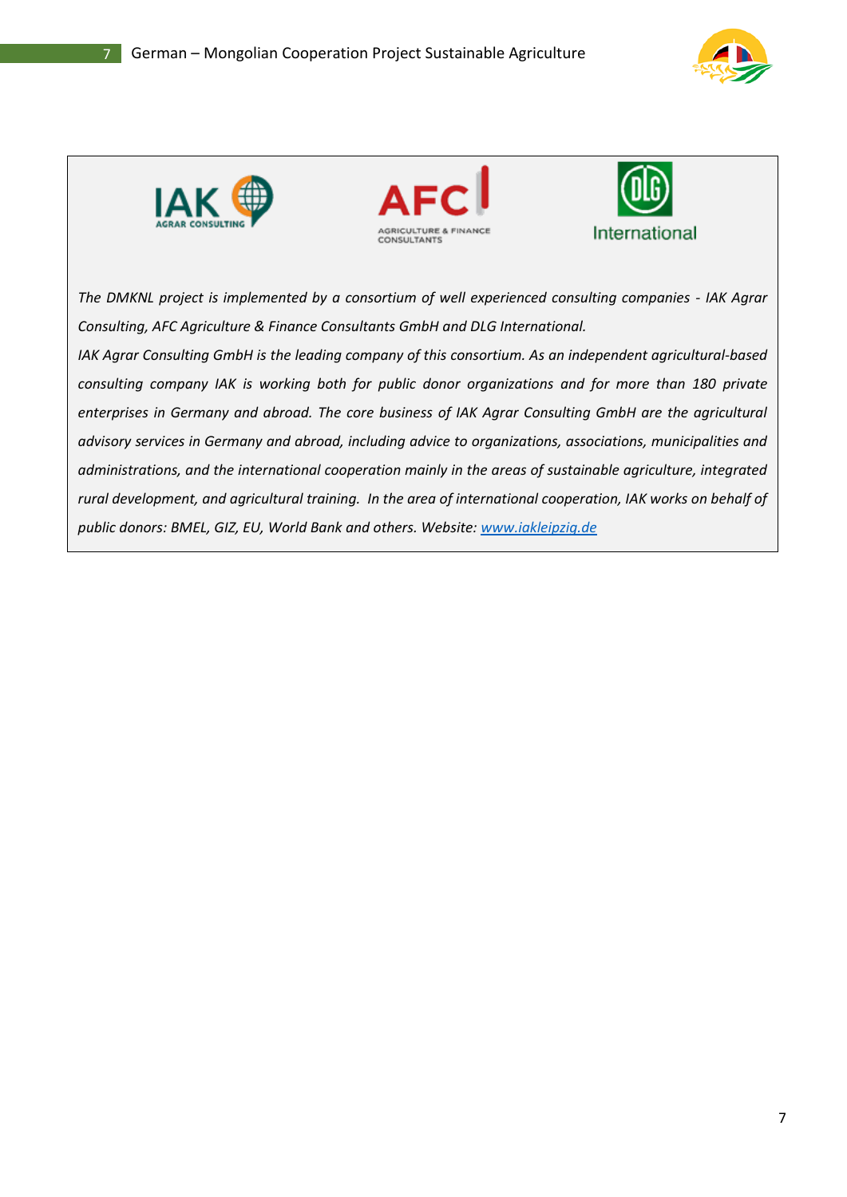*The DMKNL project is implemented by a consortium of well experienced consulting companies - IAK Agrar Consulting, AFC Agriculture & Finance Consultants GmbH and DLG International.*

*IAK Agrar Consulting GmbH is the leading company of this consortium. As an independent agricultural-based consulting company IAK is working both for public donor organizations and for more than 180 private enterprises in Germany and abroad. The core business of IAK Agrar Consulting GmbH are the agricultural advisory services in Germany and abroad, including advice to organizations, associations, municipalities and administrations, and the international cooperation mainly in the areas of sustainable agriculture, integrated rural development, and agricultural training. In the area of international cooperation, IAK works on behalf of public donors: BMEL, GIZ, EU, World Bank and others. Website: [www.iakleipzig.de](http://www.iakleipzig.de)*